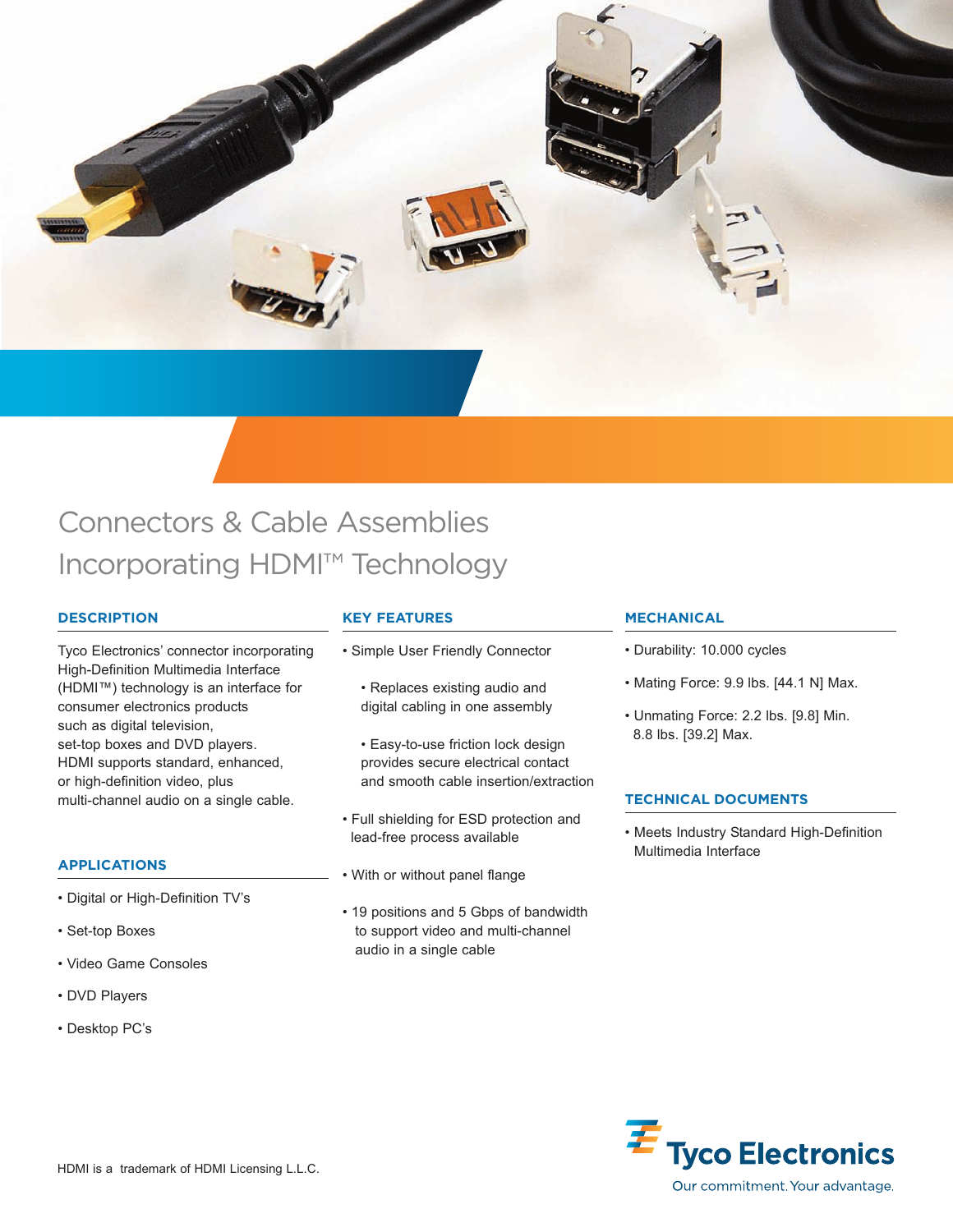# Connectors & Cable Assemblies Incorporating HDMI™ Technology

## DESCRIPTION

Tyco Electronics' connector incorporating High-Definition Multimedia Interface (HDMI™) technology is an interface for consumer electronics products such as digital television, set-top boxes and DVD players. HDMI supports standard, enhanced, or high-definition video, plus multi-channel audio on a single cable.

## APPLICATIONS

- Digital or High-Definition TV's
- Set-top Boxes
- Video Game Consoles
- DVD Players
- Desktop PC's

## KEY FEATURES

- Simple User Friendly Connector
  - Replaces existing audio and digital cabling in one assembly
  - Easy-to-use friction lock design provides secure electrical contact and smooth cable insertion/extraction
- Full shielding for ESD protection and lead-free process available
- With or without panel flange
- 19 positions and 5 Gbps of bandwidth to support video and multi-channel audio in a single cable

## MECHANICAL

- Durability: 10.000 cycles
- Mating Force: 9.9 lbs. [44.1 N] Max.
- Unmating Force: 2.2 lbs. [9.8] Min. 8.8 lbs. [39.2] Max.

## TECHNICAL DOCUMENTS

- Meets Industry Standard High-Definition Multimedia Interface

HDMI is a trademark of HDMI Licensing L.L.C.

Tyco Electronics

Our commitment. Your advantage.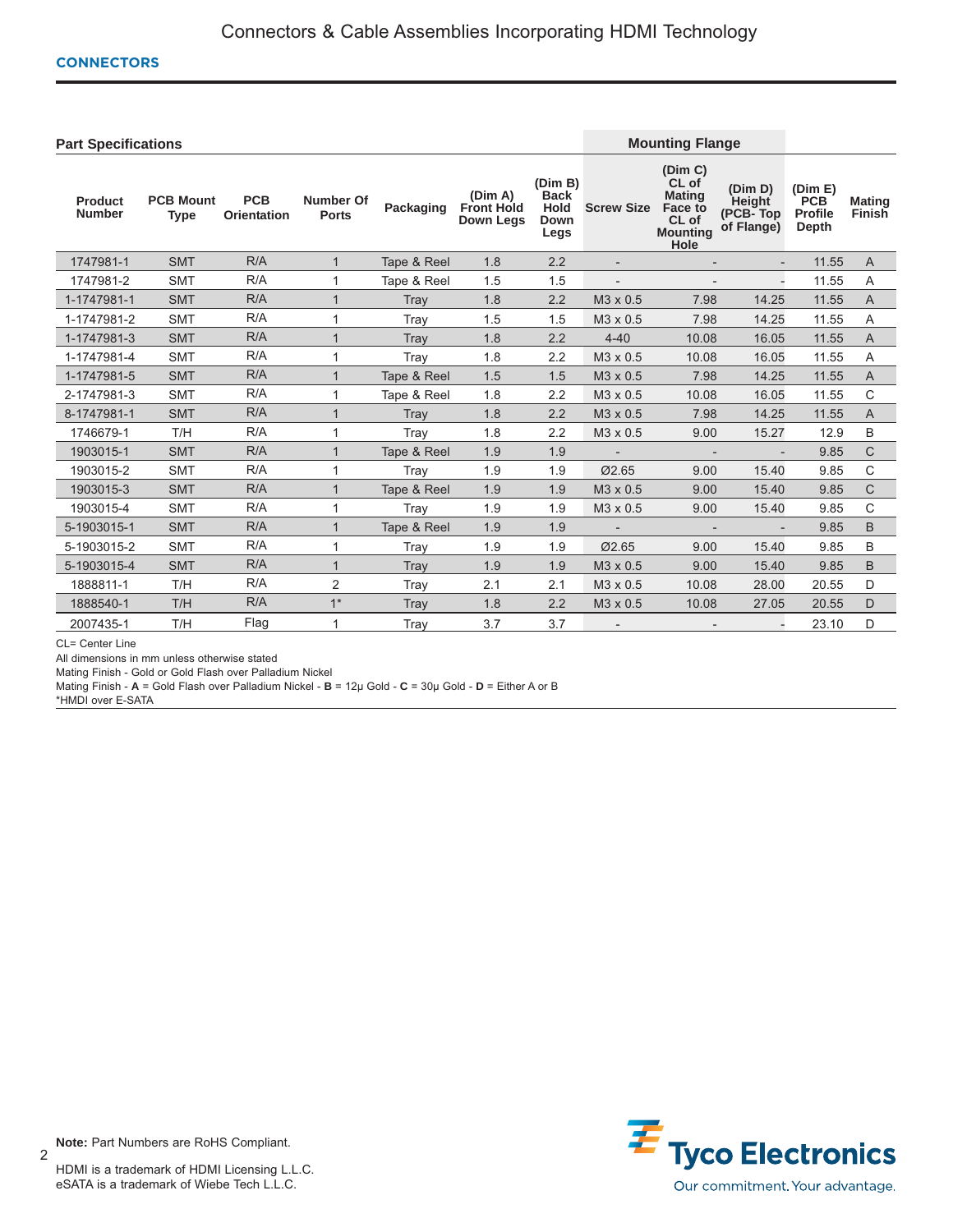## CONNECTORS

### Part Specifications

| Product Number | PCB Mount Type | PCB Orientation | Number Of Ports | Packaging | (Dim A) Front Hold Down Legs | (Dim B) Back Hold Down Legs | Mounting Flange | | | (Dim E) PCB Profile Depth | Mating Finish |
|---|---|---|---|---|---|---|---|---|---|---|---|
| | | | | | | | Screw Size | (Dim C) CL of Mating Face to CL of Mounting Hole | (Dim D) Height (PCB- Top of Flange) | | |
| 1747981-1 | SMT | R/A | 1 | Tape & Reel | 1.8 | 2.2 | - | - | - | 11.55 | A |
| 1747981-2 | SMT | R/A | 1 | Tape & Reel | 1.5 | 1.5 | - | - | - | 11.55 | A |
| 1-1747981-1 | SMT | R/A | 1 | Tray | 1.8 | 2.2 | M3 x 0.5 | 7.98 | 14.25 | 11.55 | A |
| 1-1747981-2 | SMT | R/A | 1 | Tray | 1.5 | 1.5 | M3 x 0.5 | 7.98 | 14.25 | 11.55 | A |
| 1-1747981-3 | SMT | R/A | 1 | Tray | 1.8 | 2.2 | 4-40 | 10.08 | 16.05 | 11.55 | A |
| 1-1747981-4 | SMT | R/A | 1 | Tray | 1.8 | 2.2 | M3 x 0.5 | 10.08 | 16.05 | 11.55 | A |
| 1-1747981-5 | SMT | R/A | 1 | Tape & Reel | 1.5 | 1.5 | M3 x 0.5 | 7.98 | 14.25 | 11.55 | A |
| 2-1747981-3 | SMT | R/A | 1 | Tape & Reel | 1.8 | 2.2 | M3 x 0.5 | 10.08 | 16.05 | 11.55 | C |
| 8-1747981-1 | SMT | R/A | 1 | Tray | 1.8 | 2.2 | M3 x 0.5 | 7.98 | 14.25 | 11.55 | A |
| 1746679-1 | T/H | R/A | 1 | Tray | 1.8 | 2.2 | M3 x 0.5 | 9.00 | 15.27 | 12.9 | B |
| 1903015-1 | SMT | R/A | 1 | Tape & Reel | 1.9 | 1.9 | - | - | - | 9.85 | C |
| 1903015-2 | SMT | R/A | 1 | Tray | 1.9 | 1.9 | Ø2.65 | 9.00 | 15.40 | 9.85 | C |
| 1903015-3 | SMT | R/A | 1 | Tape & Reel | 1.9 | 1.9 | M3 x 0.5 | 9.00 | 15.40 | 9.85 | C |
| 1903015-4 | SMT | R/A | 1 | Tray | 1.9 | 1.9 | M3 x 0.5 | 9.00 | 15.40 | 9.85 | C |
| 5-1903015-1 | SMT | R/A | 1 | Tape & Reel | 1.9 | 1.9 | - | - | - | 9.85 | B |
| 5-1903015-2 | SMT | R/A | 1 | Tray | 1.9 | 1.9 | Ø2.65 | 9.00 | 15.40 | 9.85 | B |
| 5-1903015-4 | SMT | R/A | 1 | Tray | 1.9 | 1.9 | M3 x 0.5 | 9.00 | 15.40 | 9.85 | B |
| 1888811-1 | T/H | R/A | 2 | Tray | 2.1 | 2.1 | M3 x 0.5 | 10.08 | 28.00 | 20.55 | D |
| 1888540-1 | T/H | R/A | 1* | Tray | 1.8 | 2.2 | M3 x 0.5 | 10.08 | 27.05 | 20.55 | D |
| 2007435-1 | T/H | Flag | 1 | Tray | 3.7 | 3.7 | - | - | - | 23.10 | D |

CL= Center Line

All dimensions in mm unless otherwise stated

Mating Finish - Gold or Gold Flash over Palladium Nickel

Mating Finish - **A** = Gold Flash over Palladium Nickel - **B** = 12μ Gold - **C** = 30μ Gold - **D** = Either A or B

*HMDI over E-SATA

**Note:** Part Numbers are RoHS Compliant.

HDMI is a trademark of HDMI Licensing L.L.C.
eSATA is a trademark of Wiebe Tech L.L.C.

Tyco Electronics
Our commitment. Your advantage.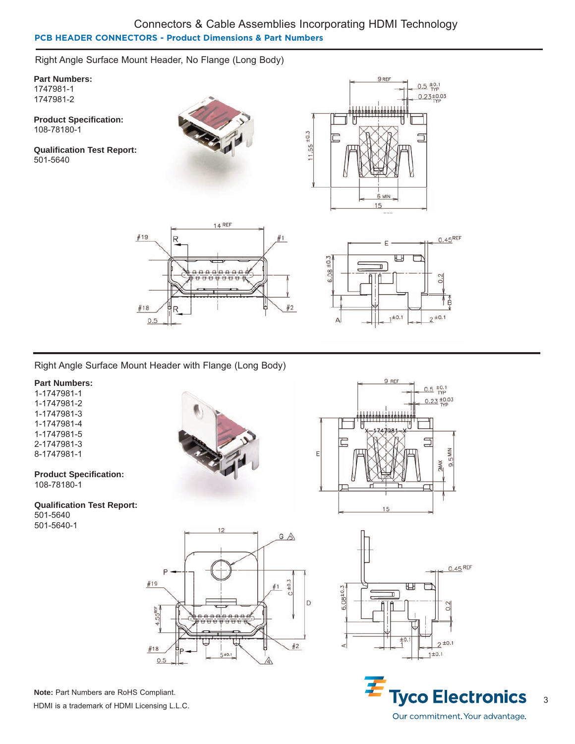## Right Angle Surface Mount Header, No Flange (Long Body)

**Part Numbers:**
1747981-1
1747981-2

**Product Specification:**
108-78180-1

**Qualification Test Report:**
501-5640

## Right Angle Surface Mount Header with Flange (Long Body)

**Part Numbers:**
1-1747981-1
1-1747981-2
1-1747981-3
1-1747981-4
1-1747981-5
2-1747981-3
8-1747981-1

**Product Specification:**
108-78180-1

**Qualification Test Report:**
501-5640
501-5640-1

**Note:** Part Numbers are RoHS Compliant.

HDMI is a trademark of HDMI Licensing L.L.C.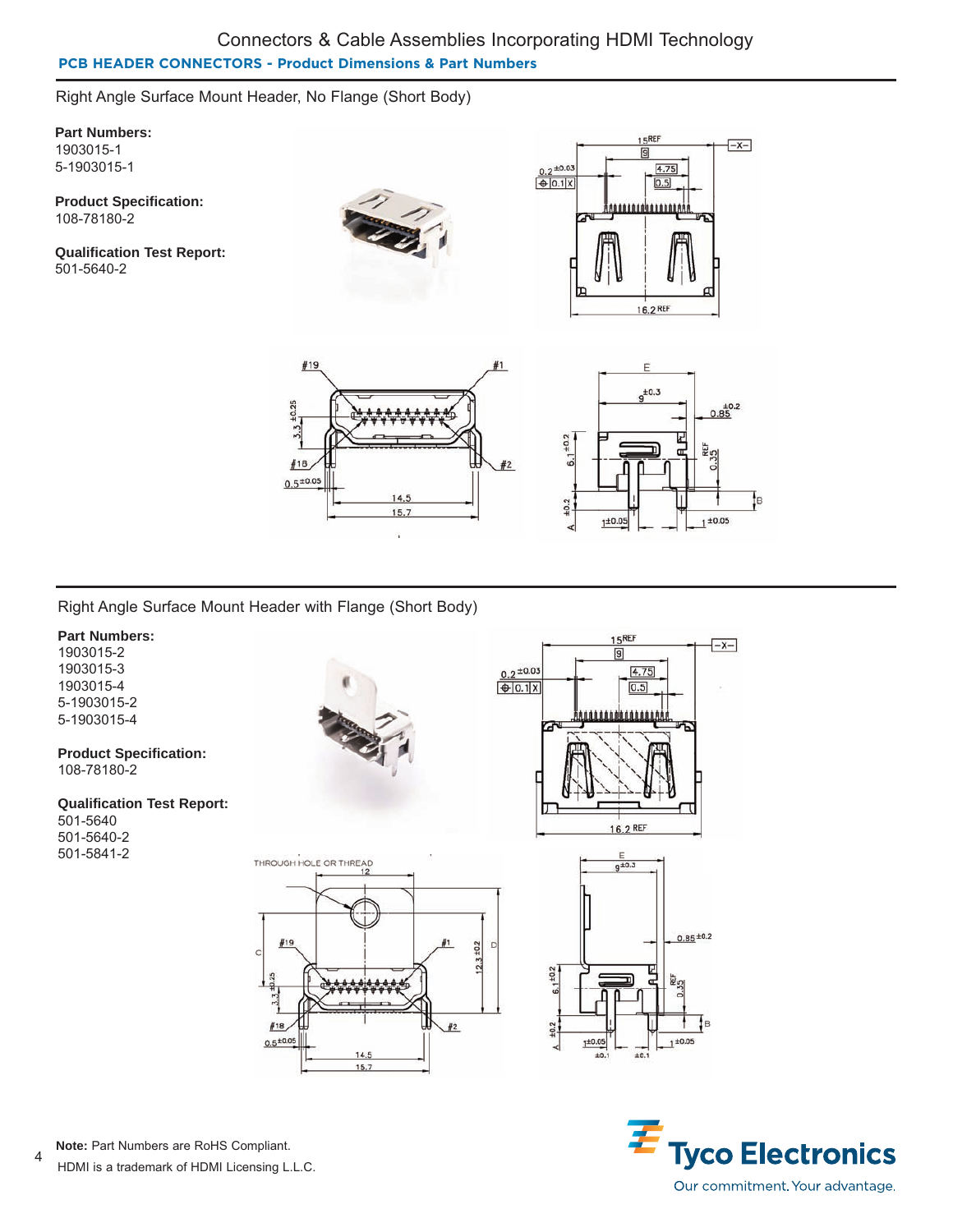# Connectors & Cable Assemblies Incorporating HDMI Technology

## PCB HEADER CONNECTORS - Product Dimensions & Part Numbers

### Right Angle Surface Mount Header, No Flange (Short Body)

**Part Numbers:**
1903015-1
5-1903015-1

**Product Specification:**
108-78180-2

**Qualification Test Report:**
501-5640-2

### Right Angle Surface Mount Header with Flange (Short Body)

**Part Numbers:**
1903015-2
1903015-3
1903015-4
5-1903015-2
5-1903015-4

**Product Specification:**
108-78180-2

**Qualification Test Report:**
501-5640
501-5640-2
501-5841-2

**Note:** Part Numbers are RoHS Compliant.
HDMI is a trademark of HDMI Licensing L.L.C.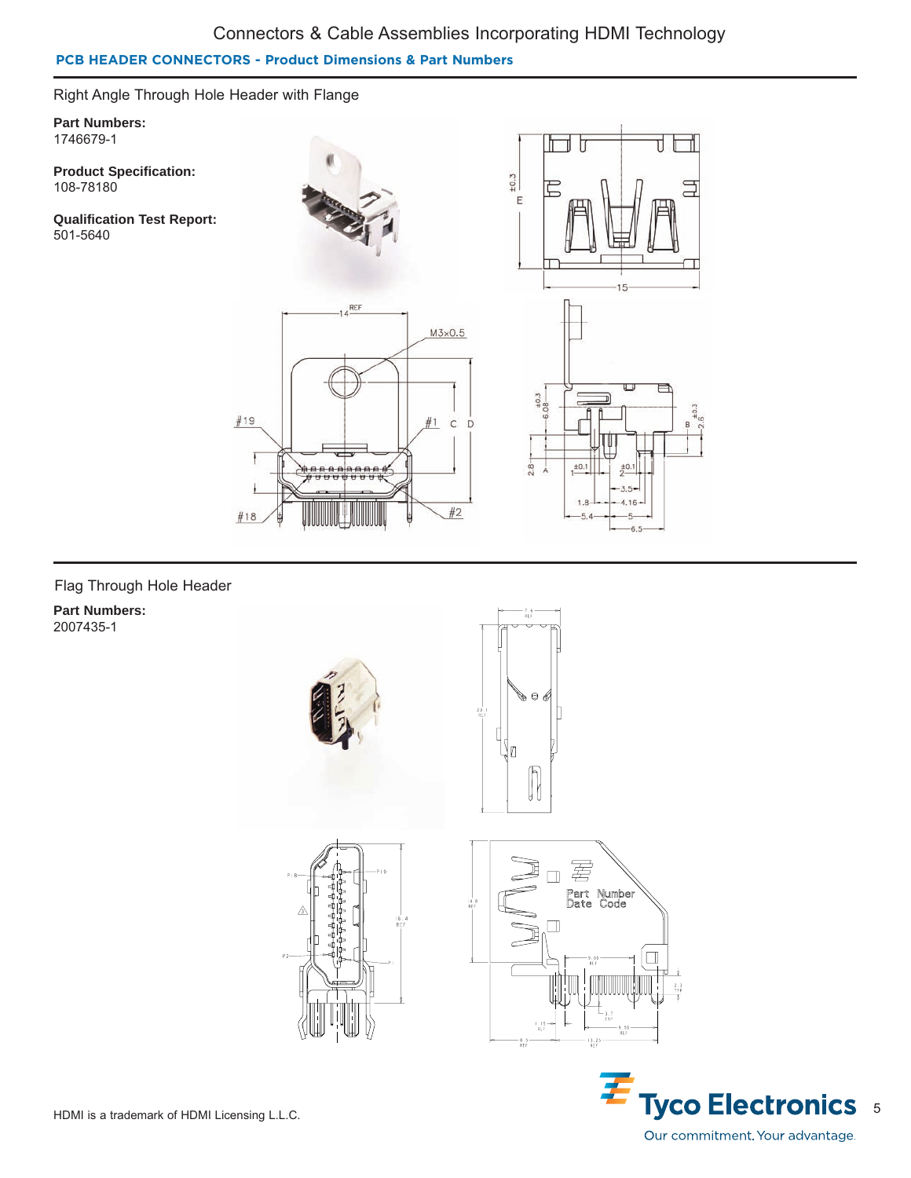## PCB HEADER CONNECTORS - Product Dimensions & Part Numbers

### Right Angle Through Hole Header with Flange

**Part Numbers:**
1746679-1

**Product Specification:**
108-78180

**Qualification Test Report:**
501-5640

### Flag Through Hole Header

**Part Numbers:**
2007435-1

HDMI is a trademark of HDMI Licensing L.L.C.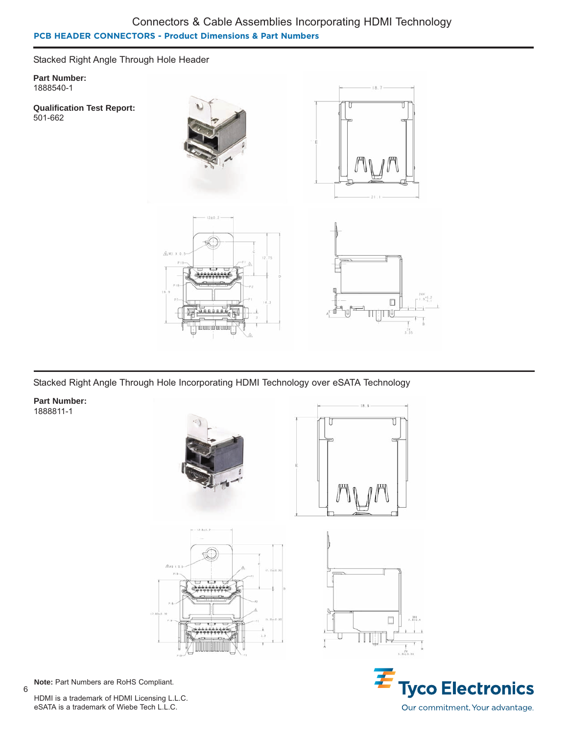## PCB HEADER CONNECTORS - Product Dimensions & Part Numbers

### Stacked Right Angle Through Hole Header

**Part Number:**
1888540-1

**Qualification Test Report:**
501-662

### Stacked Right Angle Through Hole Incorporating HDMI Technology over eSATA Technology

**Part Number:**
1888811-1

**Note:** Part Numbers are RoHS Compliant.

HDMI is a trademark of HDMI Licensing L.L.C.
eSATA is a trademark of Wiebe Tech L.L.C.

Tyco Electronics
Our commitment. Your advantage.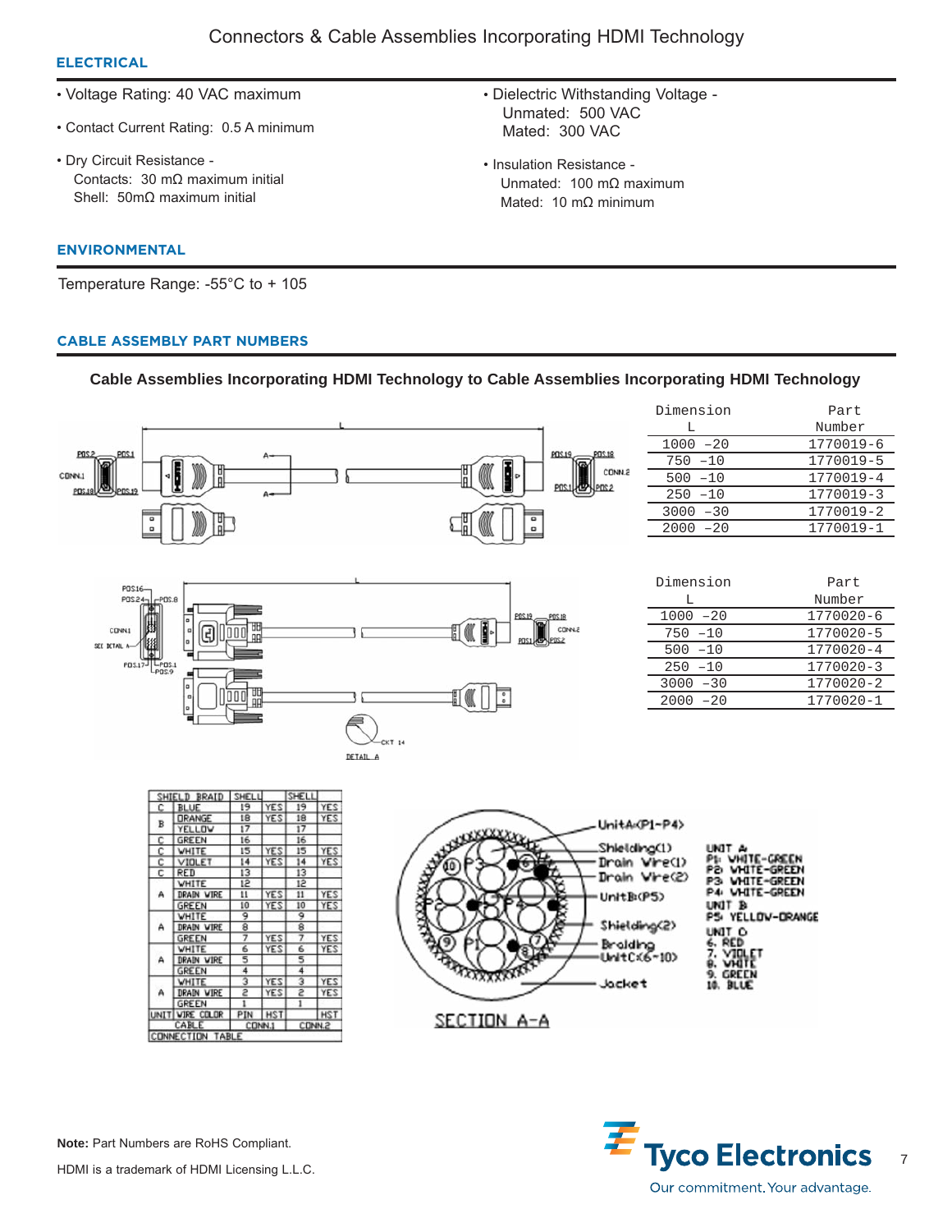## ELECTRICAL

- Voltage Rating: 40 VAC maximum
- Contact Current Rating: 0.5 A minimum
- Dry Circuit Resistance -
  Contacts: 30 mΩ maximum initial
  Shell: 50mΩ maximum initial
- Dielectric Withstanding Voltage -
  Unmated: 500 VAC
  Mated: 300 VAC
- Insulation Resistance -
  Unmated: 100 mΩ maximum
  Mated: 10 mΩ minimum

## ENVIRONMENTAL

Temperature Range: -55°C to + 105

## CABLE ASSEMBLY PART NUMBERS

**Cable Assemblies Incorporating HDMI Technology to Cable Assemblies Incorporating HDMI Technology**

| Dimension L | Part Number |
|---|---|
| 1000 –20 | 1770019-6 |
| 750 –10 | 1770019-5 |
| 500 –10 | 1770019-4 |
| 250 –10 | 1770019-3 |
| 3000 –30 | 1770019-2 |
| 2000 –20 | 1770019-1 |

| Dimension L | Part Number |
|---|---|
| 1000 –20 | 1770020-6 |
| 750 –10 | 1770020-5 |
| 500 –10 | 1770020-4 |
| 250 –10 | 1770020-3 |
| 3000 –30 | 1770020-2 |
| 2000 –20 | 1770020-1 |

| SHIELD BRAID | | SHELL | | SHELL | |
|---|---|---|---|---|---|
| C | BLUE | 19 | YES | 19 | YES |
| B | ORANGE | 18 | YES | 18 | YES |
| | YELLOW | 17 | | 17 | |
| C | GREEN | 16 | | 16 | |
| C | WHITE | 15 | YES | 15 | YES |
| C | VIOLET | 14 | YES | 14 | YES |
| C | RED | 13 | | 13 | |
| | WHITE | 12 | | 12 | |
| A | DRAIN WIRE | 11 | YES | 11 | YES |
| | GREEN | 10 | YES | 10 | YES |
| | WHITE | 9 | | 9 | |
| A | DRAIN WIRE | 8 | | 8 | |
| | GREEN | 7 | YES | 7 | YES |
| | WHITE | 6 | YES | 6 | YES |
| A | DRAIN WIRE | 5 | | 5 | |
| | GREEN | 4 | | 4 | |
| | WHITE | 3 | YES | 3 | YES |
| A | DRAIN WIRE | 2 | YES | 2 | YES |
| | GREEN | 1 | | 1 | |
| UNIT | WIRE COLOR | PIN | HST | | HST |
| | CABLE | CONN.1 | | CONN.2 | |

CONNECTION TABLE

SECTION A-A

UNIT A: P1: WHITE-GREEN, P2: WHITE-GREEN, P3: WHITE-GREEN, P4: WHITE-GREEN
UNIT B: P5: YELLOW-ORANGE
UNIT C: 6. RED, 7. VIOLET, 8. WHITE, 9. GREEN, 10. BLUE

**Note:** Part Numbers are RoHS Compliant.

HDMI is a trademark of HDMI Licensing L.L.C.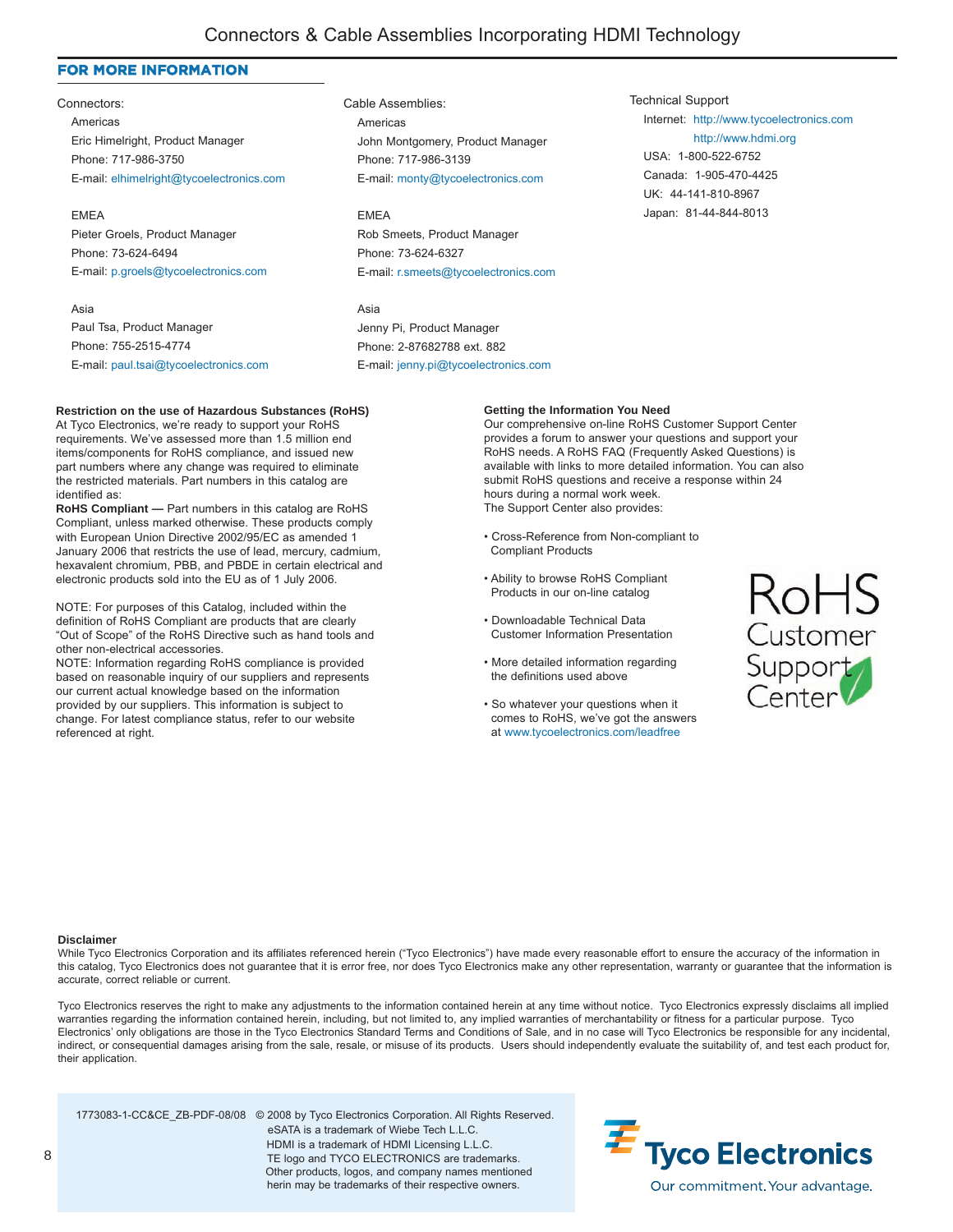## FOR MORE INFORMATION

**Connectors:**

Americas
Eric Himelright, Product Manager
Phone: 717-986-3750
E-mail: elhimelright@tycoelectronics.com

EMEA
Pieter Groels, Product Manager
Phone: 73-624-6494
E-mail: p.groels@tycoelectronics.com

Asia
Paul Tsa, Product Manager
Phone: 755-2515-4774
E-mail: paul.tsai@tycoelectronics.com

**Cable Assemblies:**

Americas
John Montgomery, Product Manager
Phone: 717-986-3139
E-mail: monty@tycoelectronics.com

EMEA
Rob Smeets, Product Manager
Phone: 73-624-6327
E-mail: r.smeets@tycoelectronics.com

Asia
Jenny Pi, Product Manager
Phone: 2-87682788 ext. 882
E-mail: jenny.pi@tycoelectronics.com

**Technical Support**

Internet: http://www.tycoelectronics.com
http://www.hdmi.org
USA: 1-800-522-6752
Canada: 1-905-470-4425
UK: 44-141-810-8967
Japan: 81-44-844-8013

**Restriction on the use of Hazardous Substances (RoHS)**
At Tyco Electronics, we're ready to support your RoHS requirements. We've assessed more than 1.5 million end items/components for RoHS compliance, and issued new part numbers where any change was required to eliminate the restricted materials. Part numbers in this catalog are identified as:
**RoHS Compliant —** Part numbers in this catalog are RoHS Compliant, unless marked otherwise. These products comply with European Union Directive 2002/95/EC as amended 1 January 2006 that restricts the use of lead, mercury, cadmium, hexavalent chromium, PBB, and PBDE in certain electrical and electronic products sold into the EU as of 1 July 2006.

NOTE: For purposes of this Catalog, included within the definition of RoHS Compliant are products that are clearly "Out of Scope" of the RoHS Directive such as hand tools and other non-electrical accessories.
NOTE: Information regarding RoHS compliance is provided based on reasonable inquiry of our suppliers and represents our current actual knowledge based on the information provided by our suppliers. This information is subject to change. For latest compliance status, refer to our website referenced at right.

**Getting the Information You Need**
Our comprehensive on-line RoHS Customer Support Center provides a forum to answer your questions and support your RoHS needs. A RoHS FAQ (Frequently Asked Questions) is available with links to more detailed information. You can also submit RoHS questions and receive a response within 24 hours during a normal work week.
The Support Center also provides:

- Cross-Reference from Non-compliant to Compliant Products
- Ability to browse RoHS Compliant Products in our on-line catalog
- Downloadable Technical Data Customer Information Presentation
- More detailed information regarding the definitions used above
- So whatever your questions when it comes to RoHS, we've got the answers at www.tycoelectronics.com/leadfree

RoHS Customer Support Center

**Disclaimer**
While Tyco Electronics Corporation and its affiliates referenced herein ("Tyco Electronics") have made every reasonable effort to ensure the accuracy of the information in this catalog, Tyco Electronics does not guarantee that it is error free, nor does Tyco Electronics make any other representation, warranty or guarantee that the information is accurate, correct reliable or current.

Tyco Electronics reserves the right to make any adjustments to the information contained herein at any time without notice. Tyco Electronics expressly disclaims all implied warranties regarding the information contained herein, including, but not limited to, any implied warranties of merchantability or fitness for a particular purpose. Tyco Electronics' only obligations are those in the Tyco Electronics Standard Terms and Conditions of Sale, and in no case will Tyco Electronics be responsible for any incidental, indirect, or consequential damages arising from the sale, resale, or misuse of its products. Users should independently evaluate the suitability of, and test each product for, their application.

1773083-1-CC&CE_ZB-PDF-08/08 © 2008 by Tyco Electronics Corporation. All Rights Reserved.
eSATA is a trademark of Wiebe Tech L.L.C.
HDMI is a trademark of HDMI Licensing L.L.C.
TE logo and TYCO ELECTRONICS are trademarks.
Other products, logos, and company names mentioned herin may be trademarks of their respective owners.

Tyco Electronics
Our commitment. Your advantage.